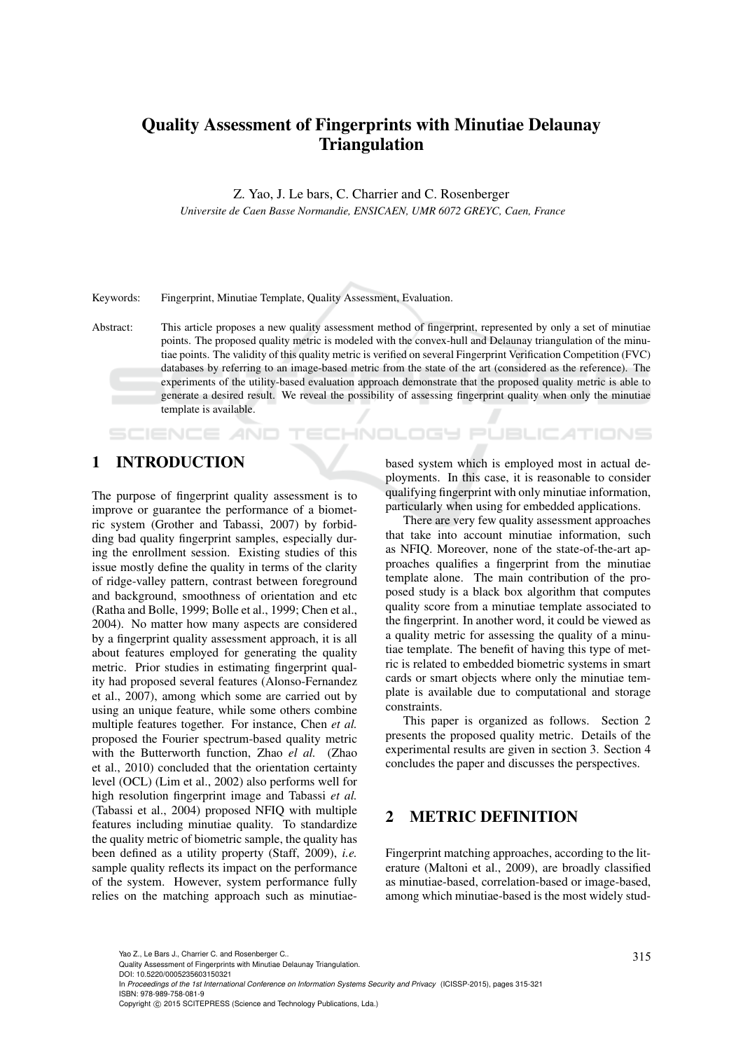# Quality Assessment of Fingerprints with Minutiae Delaunay Triangulation

Z. Yao, J. Le bars, C. Charrier and C. Rosenberger

*Universite de Caen Basse Normandie, ENSICAEN, UMR 6072 GREYC, Caen, France*

Keywords: Fingerprint, Minutiae Template, Quality Assessment, Evaluation.

Abstract: This article proposes a new quality assessment method of fingerprint, represented by only a set of minutiae points. The proposed quality metric is modeled with the convex-hull and Delaunay triangulation of the minutiae points. The validity of this quality metric is verified on several Fingerprint Verification Competition (FVC) databases by referring to an image-based metric from the state of the art (considered as the reference). The experiments of the utility-based evaluation approach demonstrate that the proposed quality metric is able to generate a desired result. We reveal the possibility of assessing fingerprint quality when only the minutiae template is available.

## 1 INTRODUCTION

The purpose of fingerprint quality assessment is to improve or guarantee the performance of a biometric system (Grother and Tabassi, 2007) by forbidding bad quality fingerprint samples, especially during the enrollment session. Existing studies of this issue mostly define the quality in terms of the clarity of ridge-valley pattern, contrast between foreground and background, smoothness of orientation and etc (Ratha and Bolle, 1999; Bolle et al., 1999; Chen et al., 2004). No matter how many aspects are considered by a fingerprint quality assessment approach, it is all about features employed for generating the quality metric. Prior studies in estimating fingerprint quality had proposed several features (Alonso-Fernandez et al., 2007), among which some are carried out by using an unique feature, while some others combine multiple features together. For instance, Chen *et al.* proposed the Fourier spectrum-based quality metric with the Butterworth function, Zhao *el al.* (Zhao et al., 2010) concluded that the orientation certainty level (OCL) (Lim et al., 2002) also performs well for high resolution fingerprint image and Tabassi *et al.* (Tabassi et al., 2004) proposed NFIQ with multiple features including minutiae quality. To standardize the quality metric of biometric sample, the quality has been defined as a utility property (Staff, 2009), *i.e.* sample quality reflects its impact on the performance of the system. However, system performance fully relies on the matching approach such as minutiae-based system which is employed most in actual deployments. In this case, it is reasonable to consider qualifying fingerprint with only minutiae information, particularly when using for embedded applications.

There are very few quality assessment approaches that take into account minutiae information, such as NFIQ. Moreover, none of the state-of-the-art approaches qualifies a fingerprint from the minutiae template alone. The main contribution of the proposed study is a black box algorithm that computes quality score from a minutiae template associated to the fingerprint. In another word, it could be viewed as a quality metric for assessing the quality of a minutiae template. The benefit of having this type of metric is related to embedded biometric systems in smart cards or smart objects where only the minutiae template is available due to computational and storage constraints.

This paper is organized as follows. Section 2 presents the proposed quality metric. Details of the experimental results are given in section 3. Section 4 concludes the paper and discusses the perspectives.

## 2 METRIC DEFINITION

Fingerprint matching approaches, according to the literature (Maltoni et al., 2009), are broadly classified as minutiae-based, correlation-based or image-based, among which minutiae-based is the most widely stud-

Yao Z., Le Bars J., Charrier C. and Rosenberger C..
Quality Assessment of Fingerprints with Minutiae Delaunay Triangulation.
DOI: 10.5220/0005235603150321
In *Proceedings of the 1st International Conference on Information Systems Security and Privacy* (ICISSP-2015), pages 315-321
ISBN: 978-989-758-081-9
Copyright © 2015 SCITEPRESS (Science and Technology Publications, Lda.)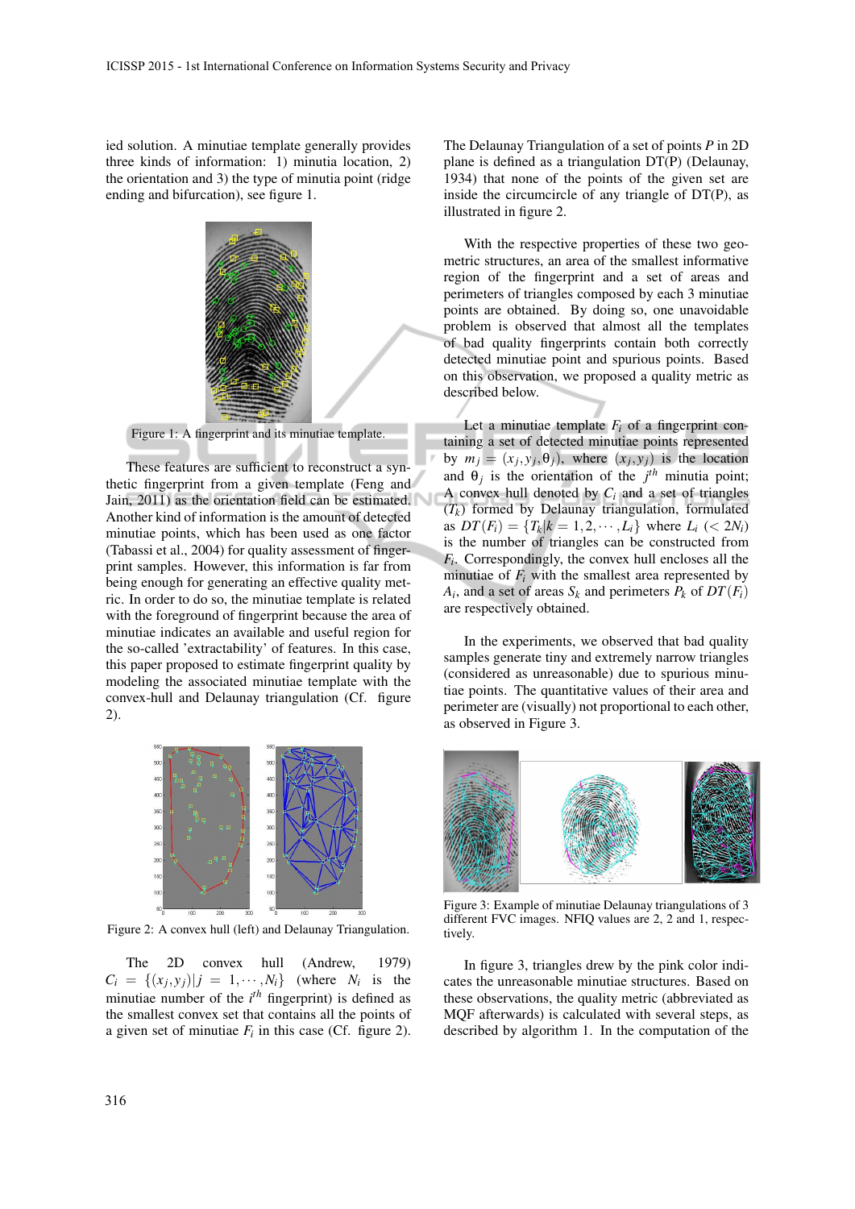ied solution. A minutiae template generally provides three kinds of information: 1) minutia location, 2) the orientation and 3) the type of minutia point (ridge ending and bifurcation), see figure 1.

Figure 1: A fingerprint and its minutiae template.

These features are sufficient to reconstruct a synthetic fingerprint from a given template (Feng and Jain, 2011) as the orientation field can be estimated. Another kind of information is the amount of detected minutiae points, which has been used as one factor (Tabassi et al., 2004) for quality assessment of fingerprint samples. However, this information is far from being enough for generating an effective quality metric. In order to do so, the minutiae template is related with the foreground of fingerprint because the area of minutiae indicates an available and useful region for the so-called 'extractability' of features. In this case, this paper proposed to estimate fingerprint quality by modeling the associated minutiae template with the convex-hull and Delaunay triangulation (Cf. figure 2).

Figure 2: A convex hull (left) and Delaunay Triangulation.

The 2D convex hull (Andrew, 1979) $C_i = \{(x_j, y_j) | j = 1, \cdots, N_i\}$ (where $N_i$ is the minutiae number of the $i^{th}$ fingerprint) is defined as the smallest convex set that contains all the points of a given set of minutiae $F_i$ in this case (Cf. figure 2).

The Delaunay Triangulation of a set of points $P$ in 2D plane is defined as a triangulation DT(P) (Delaunay, 1934) that none of the points of the given set are inside the circumcircle of any triangle of DT(P), as illustrated in figure 2.

With the respective properties of these two geometric structures, an area of the smallest informative region of the fingerprint and a set of areas and perimeters of triangles composed by each 3 minutiae points are obtained. By doing so, one unavoidable problem is observed that almost all the templates of bad quality fingerprints contain both correctly detected minutiae point and spurious points. Based on this observation, we proposed a quality metric as described below.

Let a minutiae template $F_i$ of a fingerprint containing a set of detected minutiae points represented by $m_j = (x_j, y_j, \theta_j)$, where $(x_j, y_j)$ is the location and $\theta_j$ is the orientation of the $j^{th}$ minutia point; A convex hull denoted by $C_i$ and a set of triangles $(T_k)$ formed by Delaunay triangulation, formulated as $DT(F_i) = \{T_k | k = 1, 2, \cdots, L_i\}$ where $L_i$ $(< 2N_i)$ is the number of triangles can be constructed from $F_i$. Correspondingly, the convex hull encloses all the minutiae of $F_i$ with the smallest area represented by $A_i$, and a set of areas $S_k$ and perimeters $P_k$ of $DT(F_i)$ are respectively obtained.

In the experiments, we observed that bad quality samples generate tiny and extremely narrow triangles (considered as unreasonable) due to spurious minutiae points. The quantitative values of their area and perimeter are (visually) not proportional to each other, as observed in Figure 3.

Figure 3: Example of minutiae Delaunay triangulations of 3 different FVC images. NFIQ values are 2, 2 and 1, respectively.

In figure 3, triangles drew by the pink color indicates the unreasonable minutiae structures. Based on these observations, the quality metric (abbreviated as MQF afterwards) is calculated with several steps, as described by algorithm 1. In the computation of the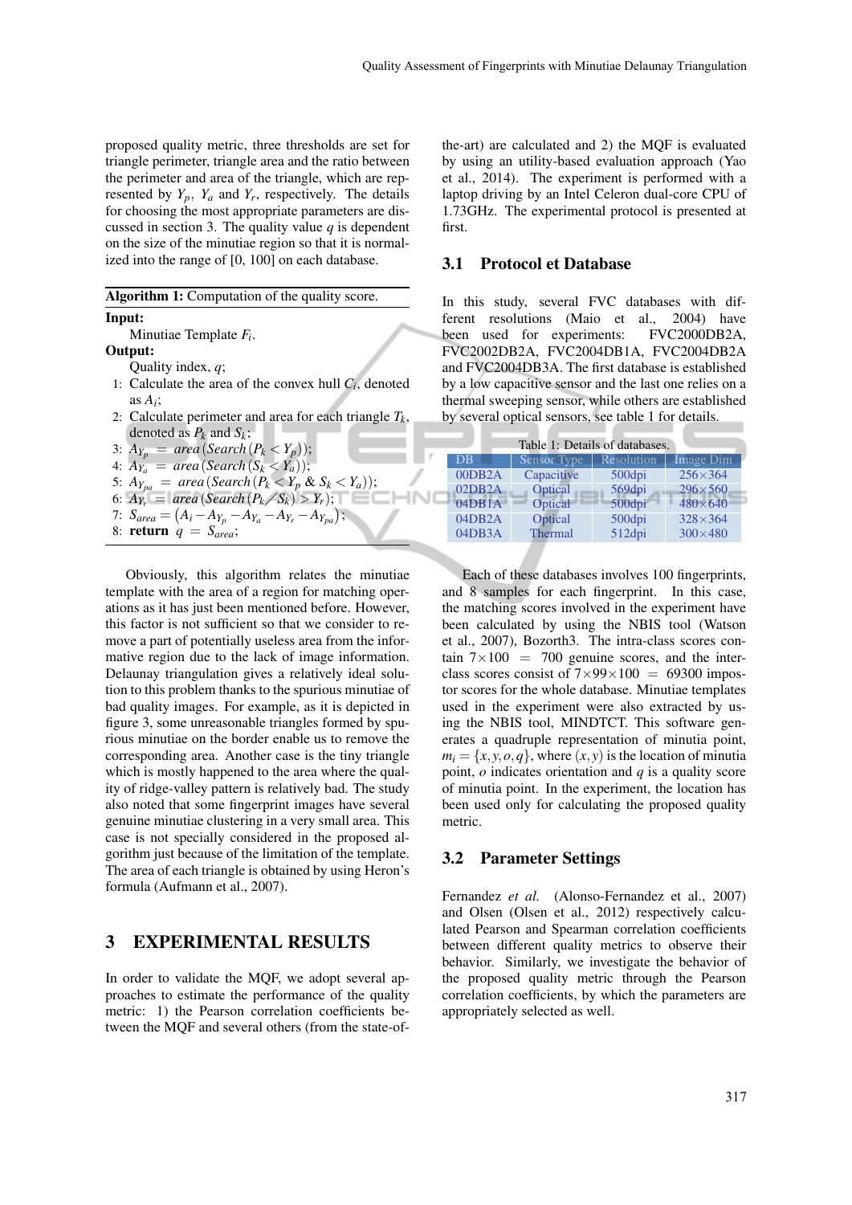proposed quality metric, three thresholds are set for triangle perimeter, triangle area and the ratio between the perimeter and area of the triangle, which are represented by $Y_p$, $Y_a$ and $Y_r$, respectively. The details for choosing the most appropriate parameters are discussed in section 3. The quality value $q$ is dependent on the size of the minutiae region so that it is normalized into the range of [0, 100] on each database.

**Algorithm 1:** Computation of the quality score.

**Input:**
Minutiae Template $F_i$.

**Output:**
Quality index, $q$;

1: Calculate the area of the convex hull $C_i$, denoted as $A_i$;
2: Calculate perimeter and area for each triangle $T_k$, denoted as $P_k$ and $S_k$;
3: $A_{Y_p} = area(Search(P_k < Y_p))$;
4: $A_{Y_a} = area(Search(S_k < Y_a))$;
5: $A_{Y_{pa}} = area(Search(P_k < Y_p \ \& \ S_k < Y_a))$;
6: $A_{Y_r} = area(Search(P_k / S_k) > Y_r)$;
7: $S_{area} = (A_i - A_{Y_p} - A_{Y_a} - A_{Y_r} - A_{Y_{pa}})$;
8: **return** $q = S_{area}$;

Obviously, this algorithm relates the minutiae template with the area of a region for matching operations as it has just been mentioned before. However, this factor is not sufficient so that we consider to remove a part of potentially useless area from the informative region due to the lack of image information. Delaunay triangulation gives a relatively ideal solution to this problem thanks to the spurious minutiae of bad quality images. For example, as it is depicted in figure 3, some unreasonable triangles formed by spurious minutiae on the border enable us to remove the corresponding area. Another case is the tiny triangle which is mostly happened to the area where the quality of ridge-valley pattern is relatively bad. The study also noted that some fingerprint images have several genuine minutiae clustering in a very small area. This case is not specially considered in the proposed algorithm just because of the limitation of the template. The area of each triangle is obtained by using Heron's formula (Aufmann et al., 2007).

# 3 EXPERIMENTAL RESULTS

In order to validate the MQF, we adopt several approaches to estimate the performance of the quality metric: 1) the Pearson correlation coefficients between the MQF and several others (from the state-of-the-art) are calculated and 2) the MQF is evaluated by using an utility-based evaluation approach (Yao et al., 2014). The experiment is performed with a laptop driving by an Intel Celeron dual-core CPU of 1.73GHz. The experimental protocol is presented at first.

## 3.1 Protocol et Database

In this study, several FVC databases with different resolutions (Maio et al., 2004) have been used for experiments: FVC2000DB2A, FVC2002DB2A, FVC2004DB1A, FVC2004DB2A and FVC2004DB3A. The first database is established by a low capacitive sensor and the last one relies on a thermal sweeping sensor, while others are established by several optical sensors, see table 1 for details.

Table 1: Details of databases.

| DB | Sensor Type | Resolution | Image Dim |
|---|---|---|---|
| 00DB2A | Capacitive | 500dpi | 256×364 |
| 02DB2A | Optical | 569dpi | 296×560 |
| 04DB1A | Optical | 500dpi | 480×640 |
| 04DB2A | Optical | 500dpi | 328×364 |
| 04DB3A | Thermal | 512dpi | 300×480 |

Each of these databases involves 100 fingerprints, and 8 samples for each fingerprint. In this case, the matching scores involved in the experiment have been calculated by using the NBIS tool (Watson et al., 2007), Bozorth3. The intra-class scores contain $7 \times 100 = 700$ genuine scores, and the inter-class scores consist of $7 \times 99 \times 100 = 69300$ impostor scores for the whole database. Minutiae templates used in the experiment were also extracted by using the NBIS tool, MINDTCT. This software generates a quadruple representation of minutia point, $m_i = \{x, y, o, q\}$, where $(x, y)$ is the location of minutia point, $o$ indicates orientation and $q$ is a quality score of minutia point. In the experiment, the location has been used only for calculating the proposed quality metric.

## 3.2 Parameter Settings

Fernandez *et al.* (Alonso-Fernandez et al., 2007) and Olsen (Olsen et al., 2012) respectively calculated Pearson and Spearman correlation coefficients between different quality metrics to observe their behavior. Similarly, we investigate the behavior of the proposed quality metric through the Pearson correlation coefficients, by which the parameters are appropriately selected as well.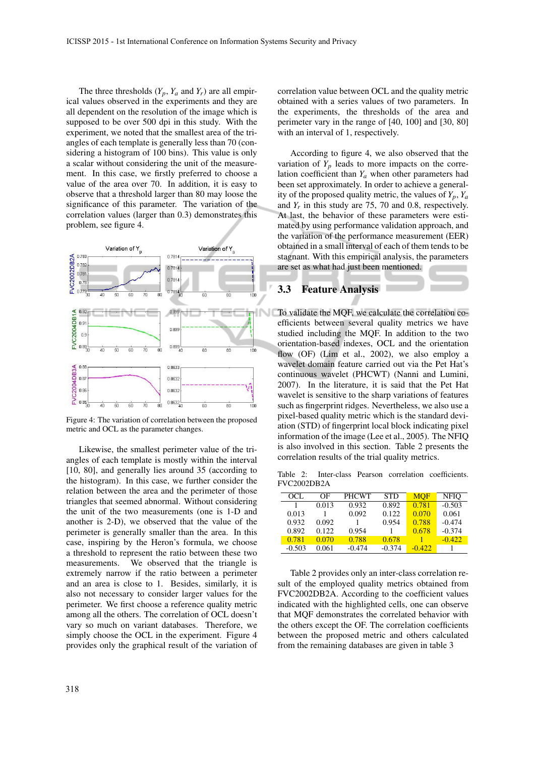The three thresholds ($Y_p$, $Y_a$ and $Y_r$) are all empirical values observed in the experiments and they are all dependent on the resolution of the image which is supposed to be over 500 dpi in this study. With the experiment, we noted that the smallest area of the triangles of each template is generally less than 70 (considering a histogram of 100 bins). This value is only a scalar without considering the unit of the measurement. In this case, we firstly preferred to choose a value of the area over 70. In addition, it is easy to observe that a threshold larger than 80 may loose the significance of this parameter. The variation of the correlation values (larger than 0.3) demonstrates this problem, see figure 4.

Figure 4: The variation of correlation between the proposed metric and OCL as the parameter changes.

Likewise, the smallest perimeter value of the triangles of each template is mostly within the interval [10, 80], and generally lies around 35 (according to the histogram). In this case, we further consider the relation between the area and the perimeter of those triangles that seemed abnormal. Without considering the unit of the two measurements (one is 1-D and another is 2-D), we observed that the value of the perimeter is generally smaller than the area. In this case, inspiring by the Heron's formula, we choose a threshold to represent the ratio between these two measurements. We observed that the triangle is extremely narrow if the ratio between a perimeter and an area is close to 1. Besides, similarly, it is also not necessary to consider larger values for the perimeter. We first choose a reference quality metric among all the others. The correlation of OCL doesn't vary so much on variant databases. Therefore, we simply choose the OCL in the experiment. Figure 4 provides only the graphical result of the variation of correlation value between OCL and the quality metric obtained with a series values of two parameters. In the experiments, the thresholds of the area and perimeter vary in the range of [40, 100] and [30, 80] with an interval of 1, respectively.

According to figure 4, we also observed that the variation of $Y_p$ leads to more impacts on the correlation coefficient than $Y_a$ when other parameters had been set approximately. In order to achieve a generality of the proposed quality metric, the values of $Y_p$, $Y_a$ and $Y_r$ in this study are 75, 70 and 0.8, respectively. At last, the behavior of these parameters were estimated by using performance validation approach, and the variation of the performance measurement (EER) obtained in a small interval of each of them tends to be stagnant. With this empirical analysis, the parameters are set as what had just been mentioned.

### 3.3 Feature Analysis

To validate the MQF, we calculate the correlation coefficients between several quality metrics we have studied including the MQF. In addition to the two orientation-based indexes, OCL and the orientation flow (OF) (Lim et al., 2002), we also employ a wavelet domain feature carried out via the Pet Hat's continuous wavelet (PHCWT) (Nanni and Lumini, 2007). In the literature, it is said that the Pet Hat wavelet is sensitive to the sharp variations of features such as fingerprint ridges. Nevertheless, we also use a pixel-based quality metric which is the standard deviation (STD) of fingerprint local block indicating pixel information of the image (Lee et al., 2005). The NFIQ is also involved in this section. Table 2 presents the correlation results of the trial quality metrics.

Table 2: Inter-class Pearson correlation coefficients. FVC2002DB2A.

| OCL | OF | PHCWT | STD | MQF | NFIQ |
|---|---|---|---|---|---|
| 1 | 0.013 | 0.932 | 0.892 | 0.781 | -0.503 |
| 0.013 | 1 | 0.092 | 0.122 | 0.070 | 0.061 |
| 0.932 | 0.092 | 1 | 0.954 | 0.788 | -0.474 |
| 0.892 | 0.122 | 0.954 | 1 | 0.678 | -0.374 |
| 0.781 | 0.070 | 0.788 | 0.678 | 1 | -0.422 |
| -0.503 | 0.061 | -0.474 | -0.374 | -0.422 | 1 |

Table 2 provides only an inter-class correlation result of the employed quality metrics obtained from FVC2002DB2A. According to the coefficient values indicated with the highlighted cells, one can observe that MQF demonstrates the correlated behavior with the others except the OF. The correlation coefficients between the proposed metric and others calculated from the remaining databases are given in table 3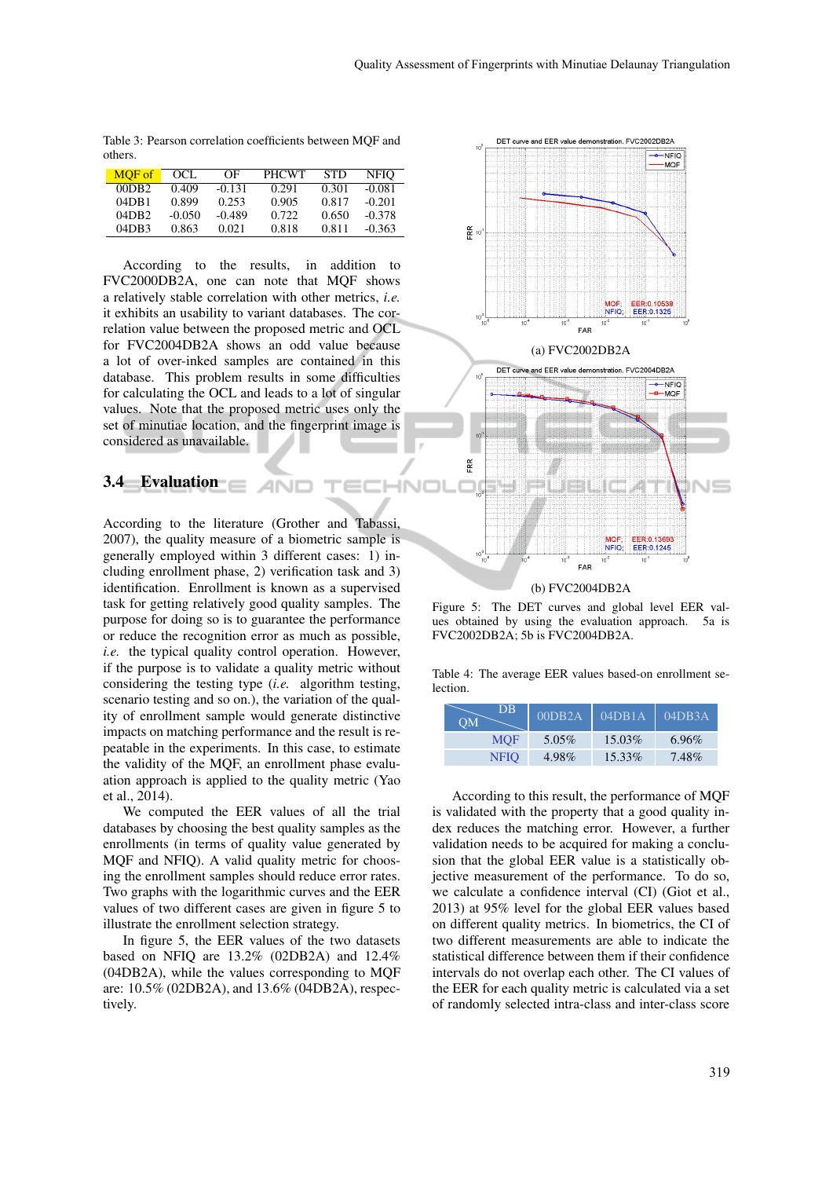Table 3: Pearson correlation coefficients between MQF and others.

| MQF of | OCL | OF | PHCWT | STD | NFIQ |
|---|---|---|---|---|---|
| 00DB2 | 0.409 | -0.131 | 0.291 | 0.301 | -0.081 |
| 04DB1 | 0.899 | 0.253 | 0.905 | 0.817 | -0.201 |
| 04DB2 | -0.050 | -0.489 | 0.722 | 0.650 | -0.378 |
| 04DB3 | 0.863 | 0.021 | 0.818 | 0.811 | -0.363 |

According to the results, in addition to FVC2000DB2A, one can note that MQF shows a relatively stable correlation with other metrics, *i.e.* it exhibits an usability to variant databases. The correlation value between the proposed metric and OCL for FVC2004DB2A shows an odd value because a lot of over-inked samples are contained in this database. This problem results in some difficulties for calculating the OCL and leads to a lot of singular values. Note that the proposed metric uses only the set of minutiae location, and the fingerprint image is considered as unavailable.

### 3.4 Evaluation

According to the literature (Grother and Tabassi, 2007), the quality measure of a biometric sample is generally employed within 3 different cases: 1) including enrollment phase, 2) verification task and 3) identification. Enrollment is known as a supervised task for getting relatively good quality samples. The purpose for doing so is to guarantee the performance or reduce the recognition error as much as possible, *i.e.* the typical quality control operation. However, if the purpose is to validate a quality metric without considering the testing type (*i.e.* algorithm testing, scenario testing and so on.), the variation of the quality of enrollment sample would generate distinctive impacts on matching performance and the result is repeatable in the experiments. In this case, to estimate the validity of the MQF, an enrollment phase evaluation approach is applied to the quality metric (Yao et al., 2014).

We computed the EER values of all the trial databases by choosing the best quality samples as the enrollments (in terms of quality value generated by MQF and NFIQ). A valid quality metric for choosing the enrollment samples should reduce error rates. Two graphs with the logarithmic curves and the EER values of two different cases are given in figure 5 to illustrate the enrollment selection strategy.

In figure 5, the EER values of the two datasets based on NFIQ are 13.2% (02DB2A) and 12.4% (04DB2A), while the values corresponding to MQF are: 10.5% (02DB2A), and 13.6% (04DB2A), respectively.

(a) FVC2002DB2A

(b) FVC2004DB2A

Figure 5: The DET curves and global level EER values obtained by using the evaluation approach. 5a is FVC2002DB2A; 5b is FVC2004DB2A.

Table 4: The average EER values based-on enrollment selection.

| QM \ DB | 00DB2A | 04DB1A | 04DB3A |
|---|---|---|---|
| MQF | 5.05% | 15.03% | 6.96% |
| NFIQ | 4.98% | 15.33% | 7.48% |

According to this result, the performance of MQF is validated with the property that a good quality index reduces the matching error. However, a further validation needs to be acquired for making a conclusion that the global EER value is a statistically objective measurement of the performance. To do so, we calculate a confidence interval (CI) (Giot et al., 2013) at 95% level for the global EER values based on different quality metrics. In biometrics, the CI of two different measurements are able to indicate the statistical difference between them if their confidence intervals do not overlap each other. The CI values of the EER for each quality metric is calculated via a set of randomly selected intra-class and inter-class score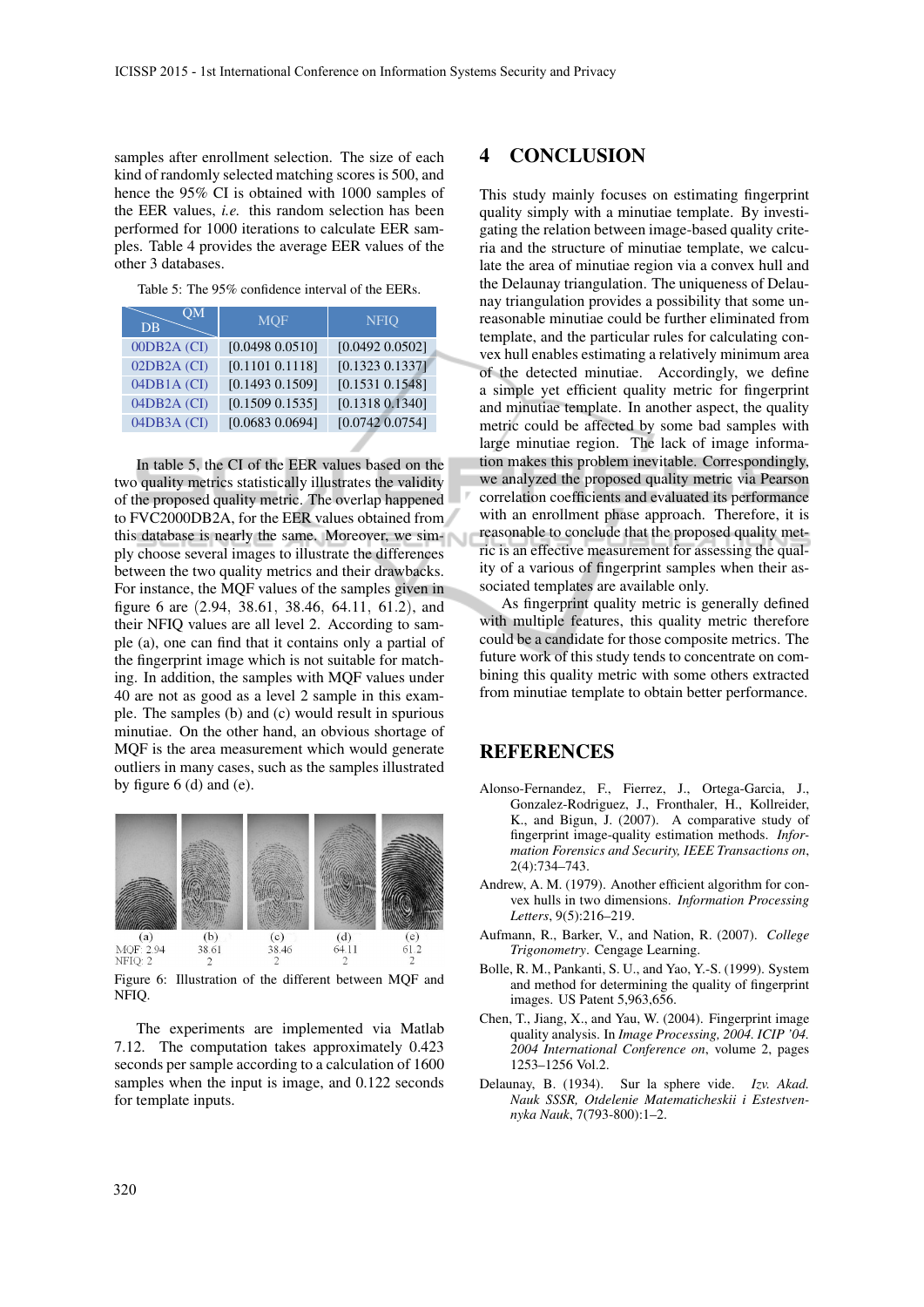samples after enrollment selection. The size of each kind of randomly selected matching scores is 500, and hence the 95% CI is obtained with 1000 samples of the EER values, *i.e.* this random selection has been performed for 1000 iterations to calculate EER samples. Table 4 provides the average EER values of the other 3 databases.

Table 5: The 95% confidence interval of the EERs.

| DB \ QM | MQF | NFIQ |
|---|---|---|
| 00DB2A (CI) | [0.0498 0.0510] | [0.0492 0.0502] |
| 02DB2A (CI) | [0.1101 0.1118] | [0.1323 0.1337] |
| 04DB1A (CI) | [0.1493 0.1509] | [0.1531 0.1548] |
| 04DB2A (CI) | [0.1509 0.1535] | [0.1318 0.1340] |
| 04DB3A (CI) | [0.0683 0.0694] | [0.0742 0.0754] |

In table 5, the CI of the EER values based on the two quality metrics statistically illustrates the validity of the proposed quality metric. The overlap happened to FVC2000DB2A, for the EER values obtained from this database is nearly the same. Moreover, we simply choose several images to illustrate the differences between the two quality metrics and their drawbacks. For instance, the MQF values of the samples given in figure 6 are (2.94, 38.61, 38.46, 64.11, 61.2), and their NFIQ values are all level 2. According to sample (a), one can find that it contains only a partial of the fingerprint image which is not suitable for matching. In addition, the samples with MQF values under 40 are not as good as a level 2 sample in this example. The samples (b) and (c) would result in spurious minutiae. On the other hand, an obvious shortage of MQF is the area measurement which would generate outliers in many cases, such as the samples illustrated by figure 6 (d) and (e).

| | (a) | (b) | (c) | (d) | (e) |
|---|---|---|---|---|---|
| MQF | 2.94 | 38.61 | 38.46 | 64.11 | 61.2 |
| NFIQ | 2 | 2 | 2 | 2 | 2 |

Figure 6: Illustration of the different between MQF and NFIQ.

The experiments are implemented via Matlab 7.12. The computation takes approximately 0.423 seconds per sample according to a calculation of 1600 samples when the input is image, and 0.122 seconds for template inputs.

# 4 CONCLUSION

This study mainly focuses on estimating fingerprint quality simply with a minutiae template. By investigating the relation between image-based quality criteria and the structure of minutiae template, we calculate the area of minutiae region via a convex hull and the Delaunay triangulation. The uniqueness of Delaunay triangulation provides a possibility that some unreasonable minutiae could be further eliminated from template, and the particular rules for calculating convex hull enables estimating a relatively minimum area of the detected minutiae. Accordingly, we define a simple yet efficient quality metric for fingerprint and minutiae template. In another aspect, the quality metric could be affected by some bad samples with large minutiae region. The lack of image information makes this problem inevitable. Correspondingly, we analyzed the proposed quality metric via Pearson correlation coefficients and evaluated its performance with an enrollment phase approach. Therefore, it is reasonable to conclude that the proposed quality metric is an effective measurement for assessing the quality of a various of fingerprint samples when their associated templates are available only.

As fingerprint quality metric is generally defined with multiple features, this quality metric therefore could be a candidate for those composite metrics. The future work of this study tends to concentrate on combining this quality metric with some others extracted from minutiae template to obtain better performance.

# REFERENCES

Alonso-Fernandez, F., Fierrez, J., Ortega-Garcia, J., Gonzalez-Rodriguez, J., Fronthaler, H., Kollreider, K., and Bigun, J. (2007). A comparative study of fingerprint image-quality estimation methods. *Information Forensics and Security, IEEE Transactions on*, 2(4):734–743.

Andrew, A. M. (1979). Another efficient algorithm for convex hulls in two dimensions. *Information Processing Letters*, 9(5):216–219.

Aufmann, R., Barker, V., and Nation, R. (2007). *College Trigonometry*. Cengage Learning.

Bolle, R. M., Pankanti, S. U., and Yao, Y.-S. (1999). System and method for determining the quality of fingerprint images. US Patent 5,963,656.

Chen, T., Jiang, X., and Yau, W. (2004). Fingerprint image quality analysis. In *Image Processing, 2004. ICIP '04. 2004 International Conference on*, volume 2, pages 1253–1256 Vol.2.

Delaunay, B. (1934). Sur la sphere vide. *Izv. Akad. Nauk SSSR, Otdelenie Matematicheskii i Estestvennyka Nauk*, 7(793-800):1–2.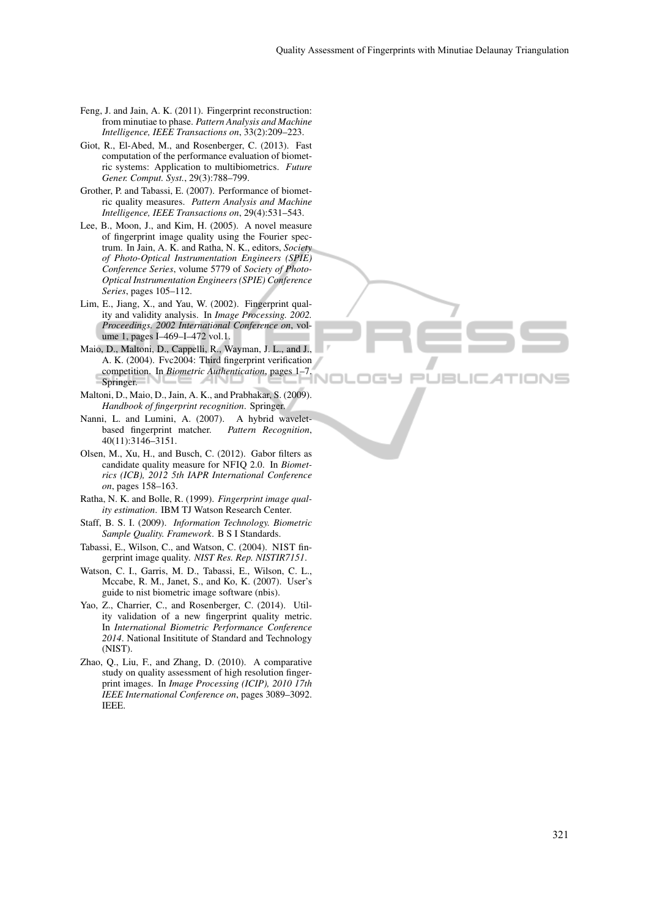Feng, J. and Jain, A. K. (2011). Fingerprint reconstruction: from minutiae to phase. *Pattern Analysis and Machine Intelligence, IEEE Transactions on*, 33(2):209–223.

Giot, R., El-Abed, M., and Rosenberger, C. (2013). Fast computation of the performance evaluation of biometric systems: Application to multibiometrics. *Future Gener. Comput. Syst.*, 29(3):788–799.

Grother, P. and Tabassi, E. (2007). Performance of biometric quality measures. *Pattern Analysis and Machine Intelligence, IEEE Transactions on*, 29(4):531–543.

Lee, B., Moon, J., and Kim, H. (2005). A novel measure of fingerprint image quality using the Fourier spectrum. In Jain, A. K. and Ratha, N. K., editors, *Society of Photo-Optical Instrumentation Engineers (SPIE) Conference Series*, volume 5779 of *Society of Photo-Optical Instrumentation Engineers (SPIE) Conference Series*, pages 105–112.

Lim, E., Jiang, X., and Yau, W. (2002). Fingerprint quality and validity analysis. In *Image Processing. 2002. Proceedings. 2002 International Conference on*, volume 1, pages I–469–I–472 vol.1.

Maio, D., Maltoni, D., Cappelli, R., Wayman, J. L., and J., A. K. (2004). Fvc2004: Third fingerprint verification competition. In *Biometric Authentication*, pages 1–7. Springer.

Maltoni, D., Maio, D., Jain, A. K., and Prabhakar, S. (2009). *Handbook of fingerprint recognition*. Springer.

Nanni, L. and Lumini, A. (2007). A hybrid wavelet-based fingerprint matcher. *Pattern Recognition*, 40(11):3146–3151.

Olsen, M., Xu, H., and Busch, C. (2012). Gabor filters as candidate quality measure for NFIQ 2.0. In *Biometrics (ICB), 2012 5th IAPR International Conference on*, pages 158–163.

Ratha, N. K. and Bolle, R. (1999). *Fingerprint image quality estimation*. IBM TJ Watson Research Center.

Staff, B. S. I. (2009). *Information Technology. Biometric Sample Quality. Framework*. B S I Standards.

Tabassi, E., Wilson, C., and Watson, C. (2004). NIST fingerprint image quality. *NIST Res. Rep. NISTIR7151*.

Watson, C. I., Garris, M. D., Tabassi, E., Wilson, C. L., Mccabe, R. M., Janet, S., and Ko, K. (2007). User's guide to nist biometric image software (nbis).

Yao, Z., Charrier, C., and Rosenberger, C. (2014). Utility validation of a new fingerprint quality metric. In *International Biometric Performance Conference 2014*. National Insititute of Standard and Technology (NIST).

Zhao, Q., Liu, F., and Zhang, D. (2010). A comparative study on quality assessment of high resolution fingerprint images. In *Image Processing (ICIP), 2010 17th IEEE International Conference on*, pages 3089–3092. IEEE.